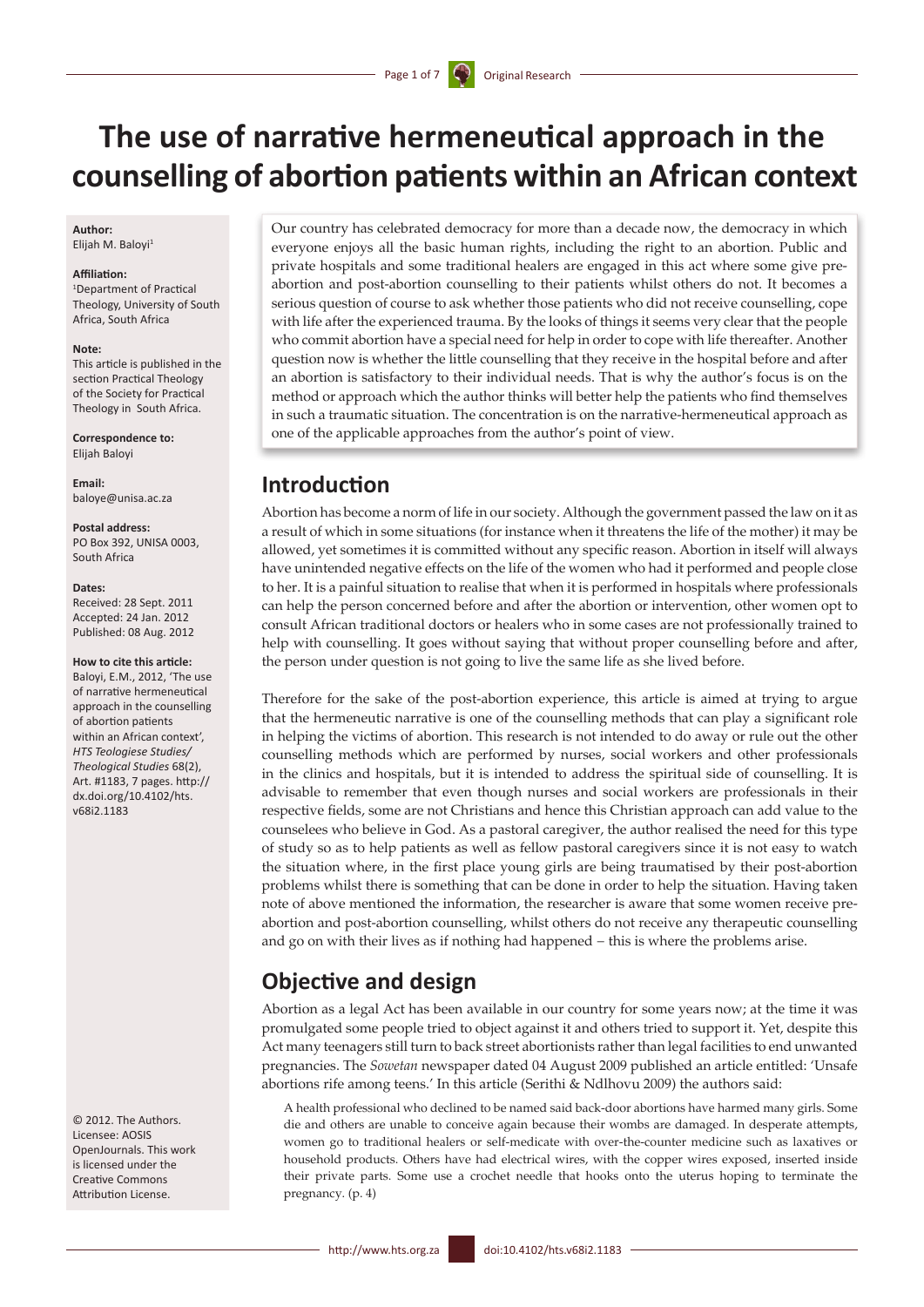# The use of narrative hermeneutical approach in the counselling of abortion patients within an African context

**Author:**
Elijah M. Baloyi[1]

**Affiliation:**
[1]Department of Practical Theology, University of South Africa, South Africa

**Note:**
This article is published in the section Practical Theology of the Society for Practical Theology in South Africa.

**Correspondence to:**
Elijah Baloyi

**Email:**
baloye@unisa.ac.za

**Postal address:**
PO Box 392, UNISA 0003, South Africa

**Dates:**
Received: 28 Sept. 2011
Accepted: 24 Jan. 2012
Published: 08 Aug. 2012

**How to cite this article:**
Baloyi, E.M., 2012, 'The use of narrative hermeneutical approach in the counselling of abortion patients within an African context', *HTS Teologiese Studies/ Theological Studies* 68(2), Art. #1183, 7 pages. http://dx.doi.org/10.4102/hts.v68i2.1183

© 2012. The Authors. Licensee: AOSIS OpenJournals. This work is licensed under the Creative Commons Attribution License.

Our country has celebrated democracy for more than a decade now, the democracy in which everyone enjoys all the basic human rights, including the right to an abortion. Public and private hospitals and some traditional healers are engaged in this act where some give pre-abortion and post-abortion counselling to their patients whilst others do not. It becomes a serious question of course to ask whether those patients who did not receive counselling, cope with life after the experienced trauma. By the looks of things it seems very clear that the people who commit abortion have a special need for help in order to cope with life thereafter. Another question now is whether the little counselling that they receive in the hospital before and after an abortion is satisfactory to their individual needs. That is why the author's focus is on the method or approach which the author thinks will better help the patients who find themselves in such a traumatic situation. The concentration is on the narrative-hermeneutical approach as one of the applicable approaches from the author's point of view.

## Introduction

Abortion has become a norm of life in our society. Although the government passed the law on it as a result of which in some situations (for instance when it threatens the life of the mother) it may be allowed, yet sometimes it is committed without any specific reason. Abortion in itself will always have unintended negative effects on the life of the women who had it performed and people close to her. It is a painful situation to realise that when it is performed in hospitals where professionals can help the person concerned before and after the abortion or intervention, other women opt to consult African traditional doctors or healers who in some cases are not professionally trained to help with counselling. It goes without saying that without proper counselling before and after, the person under question is not going to live the same life as she lived before.

Therefore for the sake of the post-abortion experience, this article is aimed at trying to argue that the hermeneutic narrative is one of the counselling methods that can play a significant role in helping the victims of abortion. This research is not intended to do away or rule out the other counselling methods which are performed by nurses, social workers and other professionals in the clinics and hospitals, but it is intended to address the spiritual side of counselling. It is advisable to remember that even though nurses and social workers are professionals in their respective fields, some are not Christians and hence this Christian approach can add value to the counselees who believe in God. As a pastoral caregiver, the author realised the need for this type of study so as to help patients as well as fellow pastoral caregivers since it is not easy to watch the situation where, in the first place young girls are being traumatised by their post-abortion problems whilst there is something that can be done in order to help the situation. Having taken note of above mentioned the information, the researcher is aware that some women receive pre-abortion and post-abortion counselling, whilst others do not receive any therapeutic counselling and go on with their lives as if nothing had happened – this is where the problems arise.

## Objective and design

Abortion as a legal Act has been available in our country for some years now; at the time it was promulgated some people tried to object against it and others tried to support it. Yet, despite this Act many teenagers still turn to back street abortionists rather than legal facilities to end unwanted pregnancies. The *Sowetan* newspaper dated 04 August 2009 published an article entitled: 'Unsafe abortions rife among teens.' In this article (Serithi & Ndlhovu 2009) the authors said:

> A health professional who declined to be named said back-door abortions have harmed many girls. Some die and others are unable to conceive again because their wombs are damaged. In desperate attempts, women go to traditional healers or self-medicate with over-the-counter medicine such as laxatives or household products. Others have had electrical wires, with the copper wires exposed, inserted inside their private parts. Some use a crochet needle that hooks onto the uterus hoping to terminate the pregnancy. (p. 4)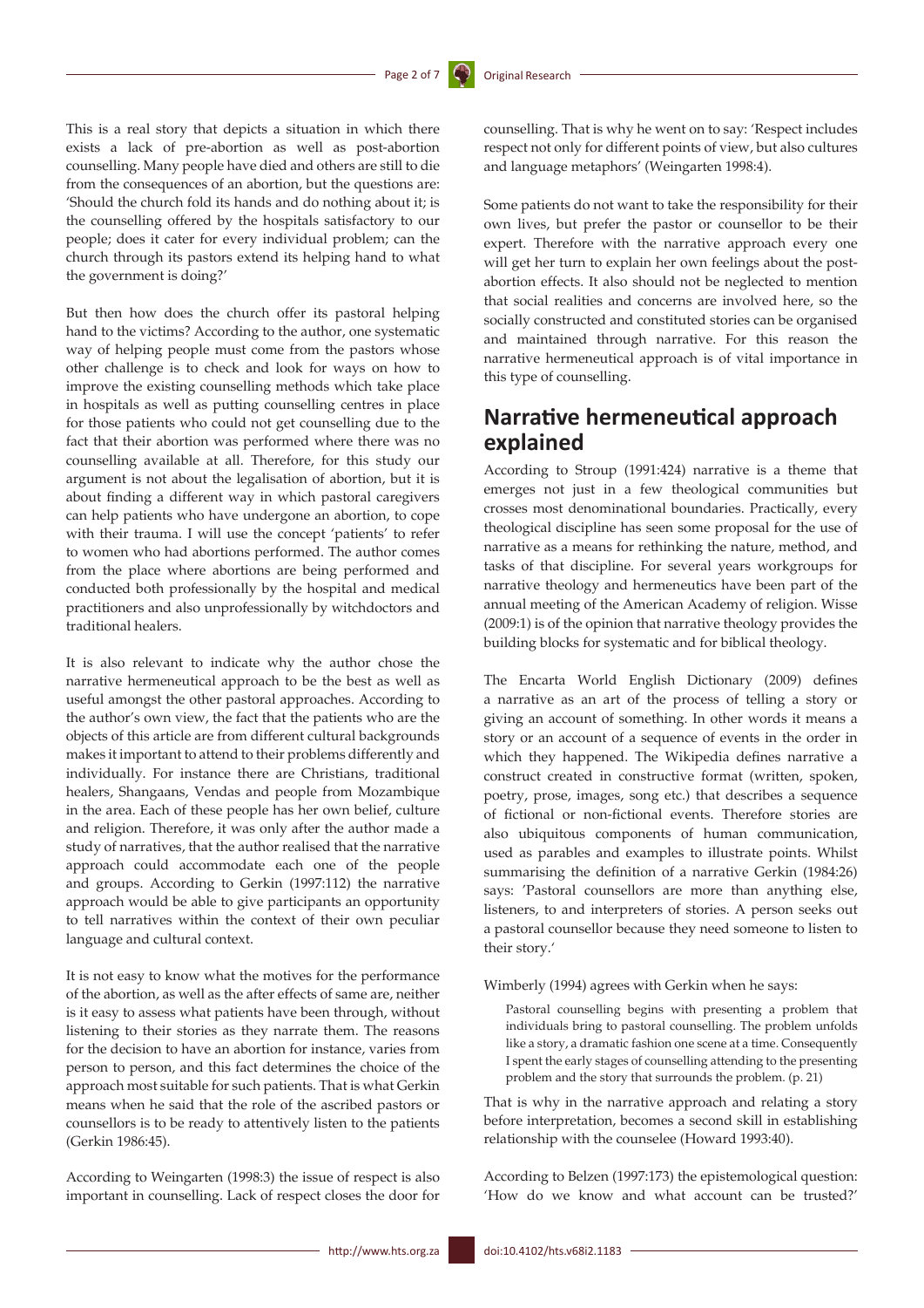This is a real story that depicts a situation in which there exists a lack of pre-abortion as well as post-abortion counselling. Many people have died and others are still to die from the consequences of an abortion, but the questions are: 'Should the church fold its hands and do nothing about it; is the counselling offered by the hospitals satisfactory to our people; does it cater for every individual problem; can the church through its pastors extend its helping hand to what the government is doing?'

But then how does the church offer its pastoral helping hand to the victims? According to the author, one systematic way of helping people must come from the pastors whose other challenge is to check and look for ways on how to improve the existing counselling methods which take place in hospitals as well as putting counselling centres in place for those patients who could not get counselling due to the fact that their abortion was performed where there was no counselling available at all. Therefore, for this study our argument is not about the legalisation of abortion, but it is about finding a different way in which pastoral caregivers can help patients who have undergone an abortion, to cope with their trauma. I will use the concept 'patients' to refer to women who had abortions performed. The author comes from the place where abortions are being performed and conducted both professionally by the hospital and medical practitioners and also unprofessionally by witchdoctors and traditional healers.

It is also relevant to indicate why the author chose the narrative hermeneutical approach to be the best as well as useful amongst the other pastoral approaches. According to the author's own view, the fact that the patients who are the objects of this article are from different cultural backgrounds makes it important to attend to their problems differently and individually. For instance there are Christians, traditional healers, Shangaans, Vendas and people from Mozambique in the area. Each of these people has her own belief, culture and religion. Therefore, it was only after the author made a study of narratives, that the author realised that the narrative approach could accommodate each one of the people and groups. According to Gerkin (1997:112) the narrative approach would be able to give participants an opportunity to tell narratives within the context of their own peculiar language and cultural context.

It is not easy to know what the motives for the performance of the abortion, as well as the after effects of same are, neither is it easy to assess what patients have been through, without listening to their stories as they narrate them. The reasons for the decision to have an abortion for instance, varies from person to person, and this fact determines the choice of the approach most suitable for such patients. That is what Gerkin means when he said that the role of the ascribed pastors or counsellors is to be ready to attentively listen to the patients (Gerkin 1986:45).

According to Weingarten (1998:3) the issue of respect is also important in counselling. Lack of respect closes the door for counselling. That is why he went on to say: 'Respect includes respect not only for different points of view, but also cultures and language metaphors' (Weingarten 1998:4).

Some patients do not want to take the responsibility for their own lives, but prefer the pastor or counsellor to be their expert. Therefore with the narrative approach every one will get her turn to explain her own feelings about the post-abortion effects. It also should not be neglected to mention that social realities and concerns are involved here, so the socially constructed and constituted stories can be organised and maintained through narrative. For this reason the narrative hermeneutical approach is of vital importance in this type of counselling.

## Narrative hermeneutical approach explained

According to Stroup (1991:424) narrative is a theme that emerges not just in a few theological communities but crosses most denominational boundaries. Practically, every theological discipline has seen some proposal for the use of narrative as a means for rethinking the nature, method, and tasks of that discipline. For several years workgroups for narrative theology and hermeneutics have been part of the annual meeting of the American Academy of religion. Wisse (2009:1) is of the opinion that narrative theology provides the building blocks for systematic and for biblical theology.

The Encarta World English Dictionary (2009) defines a narrative as an art of the process of telling a story or giving an account of something. In other words it means a story or an account of a sequence of events in the order in which they happened. The Wikipedia defines narrative a construct created in constructive format (written, spoken, poetry, prose, images, song etc.) that describes a sequence of fictional or non-fictional events. Therefore stories are also ubiquitous components of human communication, used as parables and examples to illustrate points. Whilst summarising the definition of a narrative Gerkin (1984:26) says: 'Pastoral counsellors are more than anything else, listeners, to and interpreters of stories. A person seeks out a pastoral counsellor because they need someone to listen to their story.'

Wimberly (1994) agrees with Gerkin when he says:

> Pastoral counselling begins with presenting a problem that individuals bring to pastoral counselling. The problem unfolds like a story, a dramatic fashion one scene at a time. Consequently I spent the early stages of counselling attending to the presenting problem and the story that surrounds the problem. (p. 21)

That is why in the narrative approach and relating a story before interpretation, becomes a second skill in establishing relationship with the counselee (Howard 1993:40).

According to Belzen (1997:173) the epistemological question: 'How do we know and what account can be trusted?'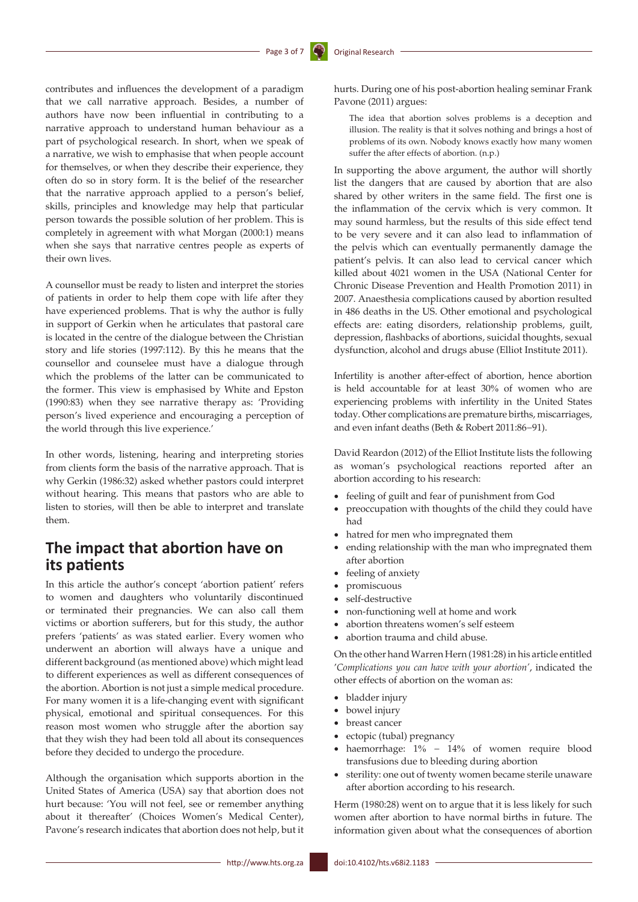contributes and influences the development of a paradigm that we call narrative approach. Besides, a number of authors have now been influential in contributing to a narrative approach to understand human behaviour as a part of psychological research. In short, when we speak of a narrative, we wish to emphasise that when people account for themselves, or when they describe their experience, they often do so in story form. It is the belief of the researcher that the narrative approach applied to a person's belief, skills, principles and knowledge may help that particular person towards the possible solution of her problem. This is completely in agreement with what Morgan (2000:1) means when she says that narrative centres people as experts of their own lives.

A counsellor must be ready to listen and interpret the stories of patients in order to help them cope with life after they have experienced problems. That is why the author is fully in support of Gerkin when he articulates that pastoral care is located in the centre of the dialogue between the Christian story and life stories (1997:112). By this he means that the counsellor and counselee must have a dialogue through which the problems of the latter can be communicated to the former. This view is emphasised by White and Epston (1990:83) when they see narrative therapy as: 'Providing person's lived experience and encouraging a perception of the world through this live experience.'

In other words, listening, hearing and interpreting stories from clients form the basis of the narrative approach. That is why Gerkin (1986:32) asked whether pastors could interpret without hearing. This means that pastors who are able to listen to stories, will then be able to interpret and translate them.

## The impact that abortion have on its patients

In this article the author's concept 'abortion patient' refers to women and daughters who voluntarily discontinued or terminated their pregnancies. We can also call them victims or abortion sufferers, but for this study, the author prefers 'patients' as was stated earlier. Every women who underwent an abortion will always have a unique and different background (as mentioned above) which might lead to different experiences as well as different consequences of the abortion. Abortion is not just a simple medical procedure. For many women it is a life-changing event with significant physical, emotional and spiritual consequences. For this reason most women who struggle after the abortion say that they wish they had been told all about its consequences before they decided to undergo the procedure.

Although the organisation which supports abortion in the United States of America (USA) say that abortion does not hurt because: 'You will not feel, see or remember anything about it thereafter' (Choices Women's Medical Center), Pavone's research indicates that abortion does not help, but it hurts. During one of his post-abortion healing seminar Frank Pavone (2011) argues:

> The idea that abortion solves problems is a deception and illusion. The reality is that it solves nothing and brings a host of problems of its own. Nobody knows exactly how many women suffer the after effects of abortion. (n.p.)

In supporting the above argument, the author will shortly list the dangers that are caused by abortion that are also shared by other writers in the same field. The first one is the inflammation of the cervix which is very common. It may sound harmless, but the results of this side effect tend to be very severe and it can also lead to inflammation of the pelvis which can eventually permanently damage the patient's pelvis. It can also lead to cervical cancer which killed about 4021 women in the USA (National Center for Chronic Disease Prevention and Health Promotion 2011) in 2007. Anaesthesia complications caused by abortion resulted in 486 deaths in the US. Other emotional and psychological effects are: eating disorders, relationship problems, guilt, depression, flashbacks of abortions, suicidal thoughts, sexual dysfunction, alcohol and drugs abuse (Elliot Institute 2011).

Infertility is another after-effect of abortion, hence abortion is held accountable for at least 30% of women who are experiencing problems with infertility in the United States today. Other complications are premature births, miscarriages, and even infant deaths (Beth & Robert 2011:86–91).

David Reardon (2012) of the Elliot Institute lists the following as woman's psychological reactions reported after an abortion according to his research:

- feeling of guilt and fear of punishment from God
- preoccupation with thoughts of the child they could have had
- hatred for men who impregnated them
- ending relationship with the man who impregnated them after abortion
- feeling of anxiety
- promiscuous
- self-destructive
- non-functioning well at home and work
- abortion threatens women's self esteem
- abortion trauma and child abuse.

On the other hand Warren Hern (1981:28) in his article entitled *'Complications you can have with your abortion'*, indicated the other effects of abortion on the woman as:

- bladder injury
- bowel injury
- breast cancer
- ectopic (tubal) pregnancy
- haemorrhage: 1% – 14% of women require blood transfusions due to bleeding during abortion
- sterility: one out of twenty women became sterile unaware after abortion according to his research.

Herm (1980:28) went on to argue that it is less likely for such women after abortion to have normal births in future. The information given about what the consequences of abortion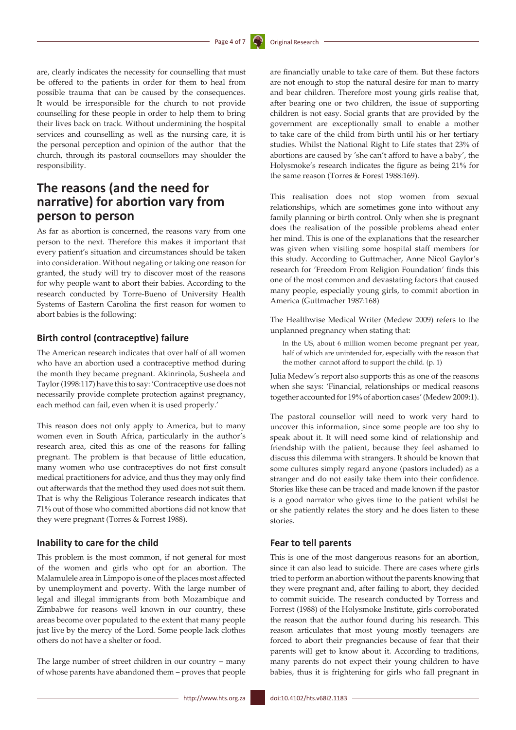are, clearly indicates the necessity for counselling that must be offered to the patients in order for them to heal from possible trauma that can be caused by the consequences. It would be irresponsible for the church to not provide counselling for these people in order to help them to bring their lives back on track. Without undermining the hospital services and counselling as well as the nursing care, it is the personal perception and opinion of the author that the church, through its pastoral counsellors may shoulder the responsibility.

## The reasons (and the need for narrative) for abortion vary from person to person

As far as abortion is concerned, the reasons vary from one person to the next. Therefore this makes it important that every patient's situation and circumstances should be taken into consideration. Without negating or taking one reason for granted, the study will try to discover most of the reasons for why people want to abort their babies. According to the research conducted by Torre-Bueno of University Health Systems of Eastern Carolina the first reason for women to abort babies is the following:

### Birth control (contraceptive) failure

The American research indicates that over half of all women who have an abortion used a contraceptive method during the month they became pregnant. Akinrinola, Susheela and Taylor (1998:117) have this to say: 'Contraceptive use does not necessarily provide complete protection against pregnancy, each method can fail, even when it is used properly.'

This reason does not only apply to America, but to many women even in South Africa, particularly in the author's research area, cited this as one of the reasons for falling pregnant. The problem is that because of little education, many women who use contraceptives do not first consult medical practitioners for advice, and thus they may only find out afterwards that the method they used does not suit them. That is why the Religious Tolerance research indicates that 71% out of those who committed abortions did not know that they were pregnant (Torres & Forrest 1988).

### Inability to care for the child

This problem is the most common, if not general for most of the women and girls who opt for an abortion. The Malamulele area in Limpopo is one of the places most affected by unemployment and poverty. With the large number of legal and illegal immigrants from both Mozambique and Zimbabwe for reasons well known in our country, these areas become over populated to the extent that many people just live by the mercy of the Lord. Some people lack clothes others do not have a shelter or food.

The large number of street children in our country – many of whose parents have abandoned them – proves that people are financially unable to take care of them. But these factors are not enough to stop the natural desire for man to marry and bear children. Therefore most young girls realise that, after bearing one or two children, the issue of supporting children is not easy. Social grants that are provided by the government are exceptionally small to enable a mother to take care of the child from birth until his or her tertiary studies. Whilst the National Right to Life states that 23% of abortions are caused by 'she can't afford to have a baby', the Holysmoke's research indicates the figure as being 21% for the same reason (Torres & Forest 1988:169).

This realisation does not stop women from sexual relationships, which are sometimes gone into without any family planning or birth control. Only when she is pregnant does the realisation of the possible problems ahead enter her mind. This is one of the explanations that the researcher was given when visiting some hospital staff members for this study. According to Guttmacher, Anne Nicol Gaylor's research for 'Freedom From Religion Foundation' finds this one of the most common and devastating factors that caused many people, especially young girls, to commit abortion in America (Guttmacher 1987:168)

The Healthwise Medical Writer (Medew 2009) refers to the unplanned pregnancy when stating that:

> In the US, about 6 million women become pregnant per year, half of which are unintended for, especially with the reason that the mother cannot afford to support the child. (p. 1)

Julia Medew's report also supports this as one of the reasons when she says: 'Financial, relationships or medical reasons together accounted for 19% of abortion cases' (Medew 2009:1).

The pastoral counsellor will need to work very hard to uncover this information, since some people are too shy to speak about it. It will need some kind of relationship and friendship with the patient, because they feel ashamed to discuss this dilemma with strangers. It should be known that some cultures simply regard anyone (pastors included) as a stranger and do not easily take them into their confidence. Stories like these can be traced and made known if the pastor is a good narrator who gives time to the patient whilst he or she patiently relates the story and he does listen to these stories.

### Fear to tell parents

This is one of the most dangerous reasons for an abortion, since it can also lead to suicide. There are cases where girls tried to perform an abortion without the parents knowing that they were pregnant and, after failing to abort, they decided to commit suicide. The research conducted by Torress and Forrest (1988) of the Holysmoke Institute, girls corroborated the reason that the author found during his research. This reason articulates that most young mostly teenagers are forced to abort their pregnancies because of fear that their parents will get to know about it. According to traditions, many parents do not expect their young children to have babies, thus it is frightening for girls who fall pregnant in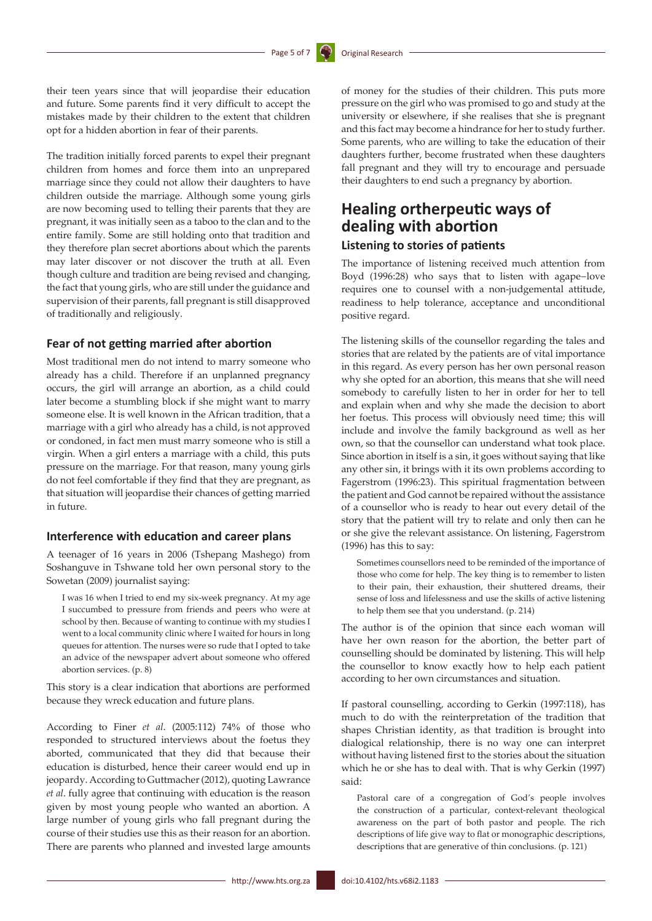their teen years since that will jeopardise their education and future. Some parents find it very difficult to accept the mistakes made by their children to the extent that children opt for a hidden abortion in fear of their parents.

The tradition initially forced parents to expel their pregnant children from homes and force them into an unprepared marriage since they could not allow their daughters to have children outside the marriage. Although some young girls are now becoming used to telling their parents that they are pregnant, it was initially seen as a taboo to the clan and to the entire family. Some are still holding onto that tradition and they therefore plan secret abortions about which the parents may later discover or not discover the truth at all. Even though culture and tradition are being revised and changing, the fact that young girls, who are still under the guidance and supervision of their parents, fall pregnant is still disapproved of traditionally and religiously.

### Fear of not getting married after abortion

Most traditional men do not intend to marry someone who already has a child. Therefore if an unplanned pregnancy occurs, the girl will arrange an abortion, as a child could later become a stumbling block if she might want to marry someone else. It is well known in the African tradition, that a marriage with a girl who already has a child, is not approved or condoned, in fact men must marry someone who is still a virgin. When a girl enters a marriage with a child, this puts pressure on the marriage. For that reason, many young girls do not feel comfortable if they find that they are pregnant, as that situation will jeopardise their chances of getting married in future.

### Interference with education and career plans

A teenager of 16 years in 2006 (Tshepang Mashego) from Soshanguve in Tshwane told her own personal story to the Sowetan (2009) journalist saying:

> I was 16 when I tried to end my six-week pregnancy. At my age I succumbed to pressure from friends and peers who were at school by then. Because of wanting to continue with my studies I went to a local community clinic where I waited for hours in long queues for attention. The nurses were so rude that I opted to take an advice of the newspaper advert about someone who offered abortion services. (p. 8)

This story is a clear indication that abortions are performed because they wreck education and future plans.

According to Finer *et al*. (2005:112) 74% of those who responded to structured interviews about the foetus they aborted, communicated that they did that because their education is disturbed, hence their career would end up in jeopardy. According to Guttmacher (2012), quoting Lawrance *et al*. fully agree that continuing with education is the reason given by most young people who wanted an abortion. A large number of young girls who fall pregnant during the course of their studies use this as their reason for an abortion. There are parents who planned and invested large amounts of money for the studies of their children. This puts more pressure on the girl who was promised to go and study at the university or elsewhere, if she realises that she is pregnant and this fact may become a hindrance for her to study further. Some parents, who are willing to take the education of their daughters further, become frustrated when these daughters fall pregnant and they will try to encourage and persuade their daughters to end such a pregnancy by abortion.

## Healing ortherpeutic ways of dealing with abortion

### Listening to stories of patients

The importance of listening received much attention from Boyd (1996:28) who says that to listen with agape–love requires one to counsel with a non-judgemental attitude, readiness to help tolerance, acceptance and unconditional positive regard.

The listening skills of the counsellor regarding the tales and stories that are related by the patients are of vital importance in this regard. As every person has her own personal reason why she opted for an abortion, this means that she will need somebody to carefully listen to her in order for her to tell and explain when and why she made the decision to abort her foetus. This process will obviously need time; this will include and involve the family background as well as her own, so that the counsellor can understand what took place. Since abortion in itself is a sin, it goes without saying that like any other sin, it brings with it its own problems according to Fagerstrom (1996:23). This spiritual fragmentation between the patient and God cannot be repaired without the assistance of a counsellor who is ready to hear out every detail of the story that the patient will try to relate and only then can he or she give the relevant assistance. On listening, Fagerstrom (1996) has this to say:

> Sometimes counsellors need to be reminded of the importance of those who come for help. The key thing is to remember to listen to their pain, their exhaustion, their shuttered dreams, their sense of loss and lifelessness and use the skills of active listening to help them see that you understand. (p. 214)

The author is of the opinion that since each woman will have her own reason for the abortion, the better part of counselling should be dominated by listening. This will help the counsellor to know exactly how to help each patient according to her own circumstances and situation.

If pastoral counselling, according to Gerkin (1997:118), has much to do with the reinterpretation of the tradition that shapes Christian identity, as that tradition is brought into dialogical relationship, there is no way one can interpret without having listened first to the stories about the situation which he or she has to deal with. That is why Gerkin (1997) said:

> Pastoral care of a congregation of God's people involves the construction of a particular, context-relevant theological awareness on the part of both pastor and people. The rich descriptions of life give way to flat or monographic descriptions, descriptions that are generative of thin conclusions. (p. 121)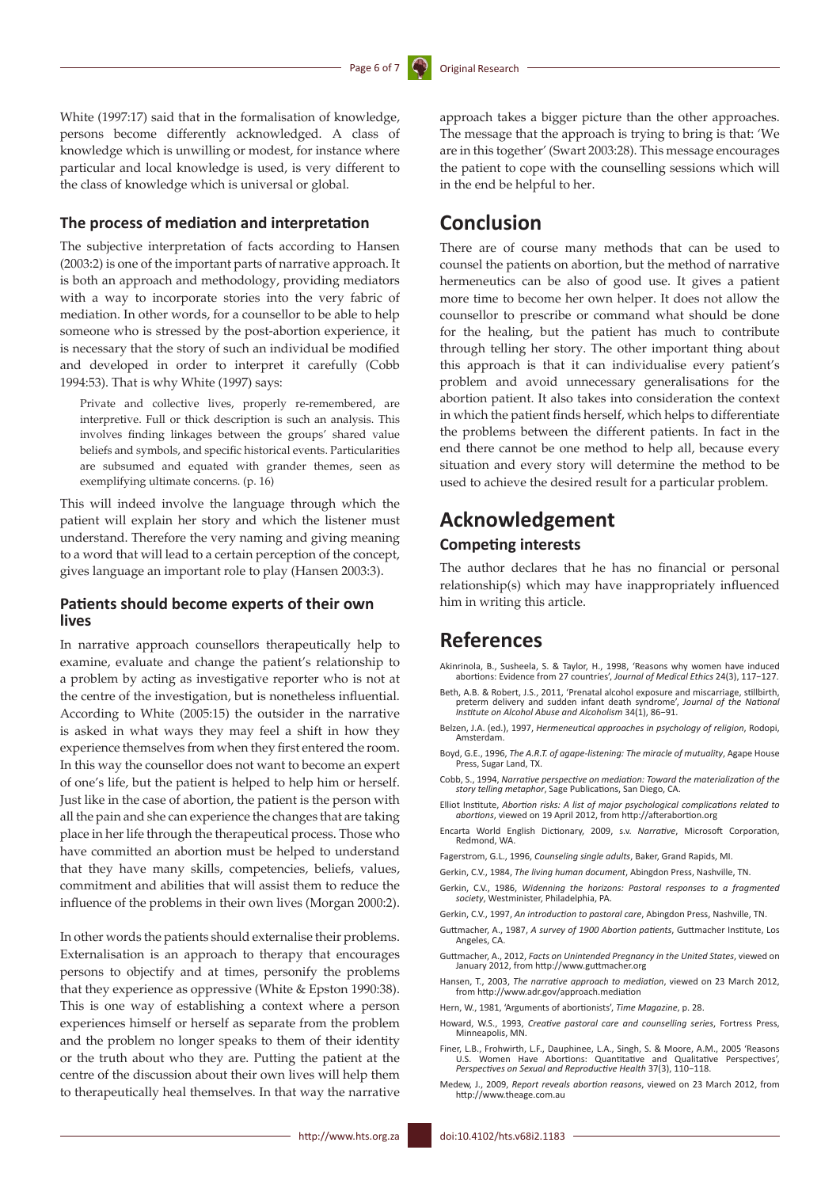White (1997:17) said that in the formalisation of knowledge, persons become differently acknowledged. A class of knowledge which is unwilling or modest, for instance where particular and local knowledge is used, is very different to the class of knowledge which is universal or global.

### The process of mediation and interpretation

The subjective interpretation of facts according to Hansen (2003:2) is one of the important parts of narrative approach. It is both an approach and methodology, providing mediators with a way to incorporate stories into the very fabric of mediation. In other words, for a counsellor to be able to help someone who is stressed by the post-abortion experience, it is necessary that the story of such an individual be modified and developed in order to interpret it carefully (Cobb 1994:53). That is why White (1997) says:

> Private and collective lives, properly re-remembered, are interpretive. Full or thick description is such an analysis. This involves finding linkages between the groups' shared value beliefs and symbols, and specific historical events. Particularities are subsumed and equated with grander themes, seen as exemplifying ultimate concerns. (p. 16)

This will indeed involve the language through which the patient will explain her story and which the listener must understand. Therefore the very naming and giving meaning to a word that will lead to a certain perception of the concept, gives language an important role to play (Hansen 2003:3).

### Patients should become experts of their own lives

In narrative approach counsellors therapeutically help to examine, evaluate and change the patient's relationship to a problem by acting as investigative reporter who is not at the centre of the investigation, but is nonetheless influential. According to White (2005:15) the outsider in the narrative is asked in what ways they may feel a shift in how they experience themselves from when they first entered the room. In this way the counsellor does not want to become an expert of one's life, but the patient is helped to help him or herself. Just like in the case of abortion, the patient is the person with all the pain and she can experience the changes that are taking place in her life through the therapeutical process. Those who have committed an abortion must be helped to understand that they have many skills, competencies, beliefs, values, commitment and abilities that will assist them to reduce the influence of the problems in their own lives (Morgan 2000:2).

In other words the patients should externalise their problems. Externalisation is an approach to therapy that encourages persons to objectify and at times, personify the problems that they experience as oppressive (White & Epston 1990:38). This is one way of establishing a context where a person experiences himself or herself as separate from the problem and the problem no longer speaks to them of their identity or the truth about who they are. Putting the patient at the centre of the discussion about their own lives will help them to therapeutically heal themselves. In that way the narrative approach takes a bigger picture than the other approaches. The message that the approach is trying to bring is that: 'We are in this together' (Swart 2003:28). This message encourages the patient to cope with the counselling sessions which will in the end be helpful to her.

## Conclusion

There are of course many methods that can be used to counsel the patients on abortion, but the method of narrative hermeneutics can be also of good use. It gives a patient more time to become her own helper. It does not allow the counsellor to prescribe or command what should be done for the healing, but the patient has much to contribute through telling her story. The other important thing about this approach is that it can individualise every patient's problem and avoid unnecessary generalisations for the abortion patient. It also takes into consideration the context in which the patient finds herself, which helps to differentiate the problems between the different patients. In fact in the end there cannot be one method to help all, because every situation and every story will determine the method to be used to achieve the desired result for a particular problem.

## Acknowledgement

### Competing interests

The author declares that he has no financial or personal relationship(s) which may have inappropriately influenced him in writing this article.

## References

Akinrinola, B., Susheela, S. & Taylor, H., 1998, 'Reasons why women have induced abortions: Evidence from 27 countries', *Journal of Medical Ethics* 24(3), 117–127.

Beth, A.B. & Robert, J.S., 2011, 'Prenatal alcohol exposure and miscarriage, stillbirth, preterm delivery and sudden infant death syndrome', *Journal of the National Institute on Alcohol Abuse and Alcoholism* 34(1), 86–91.

Belzen, J.A. (ed.), 1997, *Hermeneutical approaches in psychology of religion*, Rodopi, Amsterdam.

Boyd, G.E., 1996, *The A.R.T. of agape-listening: The miracle of mutuality*, Agape House Press, Sugar Land, TX.

Cobb, S., 1994, *Narrative perspective on mediation: Toward the materialization of the story telling metaphor*, Sage Publications, San Diego, CA.

Elliot Institute, *Abortion risks: A list of major psychological complications related to abortions*, viewed on 19 April 2012, from http://afterabortion.org

Encarta World English Dictionary, 2009, s.v. *Narrative*, Microsoft Corporation, Redmond, WA.

Fagerstrom, G.L., 1996, *Counseling single adults*, Baker, Grand Rapids, MI.

Gerkin, C.V., 1984, *The living human document*, Abingdon Press, Nashville, TN.

Gerkin, C.V., 1986, *Widenning the horizons: Pastoral responses to a fragmented society*, Westminister, Philadelphia, PA.

Gerkin, C.V., 1997, *An introduction to pastoral care*, Abingdon Press, Nashville, TN.

Guttmacher, A., 1987, *A survey of 1900 Abortion patients*, Guttmacher Institute, Los Angeles, CA.

Guttmacher, A., 2012, *Facts on Unintended Pregnancy in the United States*, viewed on January 2012, from http://www.guttmacher.org

Hansen, T., 2003, *The narrative approach to mediation*, viewed on 23 March 2012, from http://www.adr.gov/approach.mediation

Hern, W., 1981, 'Arguments of abortionists', *Time Magazine*, p. 28.

Howard, W.S., 1993, *Creative pastoral care and counselling series*, Fortress Press, Minneapolis, MN.

Finer, L.B., Frohwirth, L.F., Dauphinee, L.A., Singh, S. & Moore, A.M., 2005 'Reasons U.S. Women Have Abortions: Quantitative and Qualitative Perspectives', *Perspectives on Sexual and Reproductive Health* 37(3), 110–118.

Medew, J., 2009, *Report reveals abortion reasons*, viewed on 23 March 2012, from http://www.theage.com.au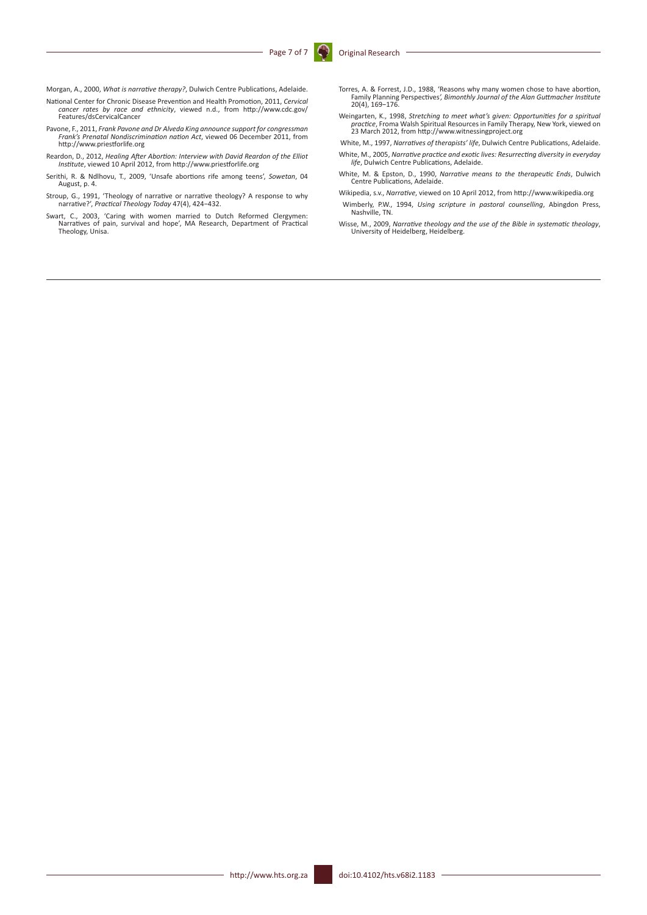Morgan, A., 2000, *What is narrative therapy?*, Dulwich Centre Publications, Adelaide.

National Center for Chronic Disease Prevention and Health Promotion, 2011, *Cervical cancer rates by race and ethnicity*, viewed n.d., from http://www.cdc.gov/Features/dsCervicalCancer

Pavone, F., 2011, *Frank Pavone and Dr Alveda King announce support for congressman Frank's Prenatal Nondiscrimination nation Act*, viewed 06 December 2011, from http://www.priestforlife.org

Reardon, D., 2012, *Healing After Abortion: Interview with David Reardon of the Elliot Institute*, viewed 10 April 2012, from http://www.priestforlife.org

Serithi, R. & Ndlhovu, T., 2009, 'Unsafe abortions rife among teens', *Sowetan*, 04 August, p. 4.

Stroup, G., 1991, 'Theology of narrative or narrative theology? A response to why narrative?', *Practical Theology Today* 47(4), 424–432.

Swart, C., 2003, 'Caring with women married to Dutch Reformed Clergymen: Narratives of pain, survival and hope', MA Research, Department of Practical Theology, Unisa.

Torres, A. & Forrest, J.D., 1988, 'Reasons why many women chose to have abortion, Family Planning Perspectives', *Bimonthly Journal of the Alan Guttmacher Institute* 20(4), 169–176.

Weingarten, K., 1998, *Stretching to meet what's given: Opportunities for a spiritual practice*, Froma Walsh Spiritual Resources in Family Therapy, New York, viewed on 23 March 2012, from http://www.witnessingproject.org

White, M., 1997, *Narratives of therapists' life*, Dulwich Centre Publications, Adelaide.

White, M., 2005, *Narrative practice and exotic lives: Resurrecting diversity in everyday life*, Dulwich Centre Publications, Adelaide.

White, M. & Epston, D., 1990, *Narrative means to the therapeutic Ends*, Dulwich Centre Publications, Adelaide.

Wikipedia, s.v., *Narrative*, viewed on 10 April 2012, from http://www.wikipedia.org

Wimberly, P.W., 1994, *Using scripture in pastoral counselling*, Abingdon Press, Nashville, TN.

Wisse, M., 2009, *Narrative theology and the use of the Bible in systematic theology*, University of Heidelberg, Heidelberg.